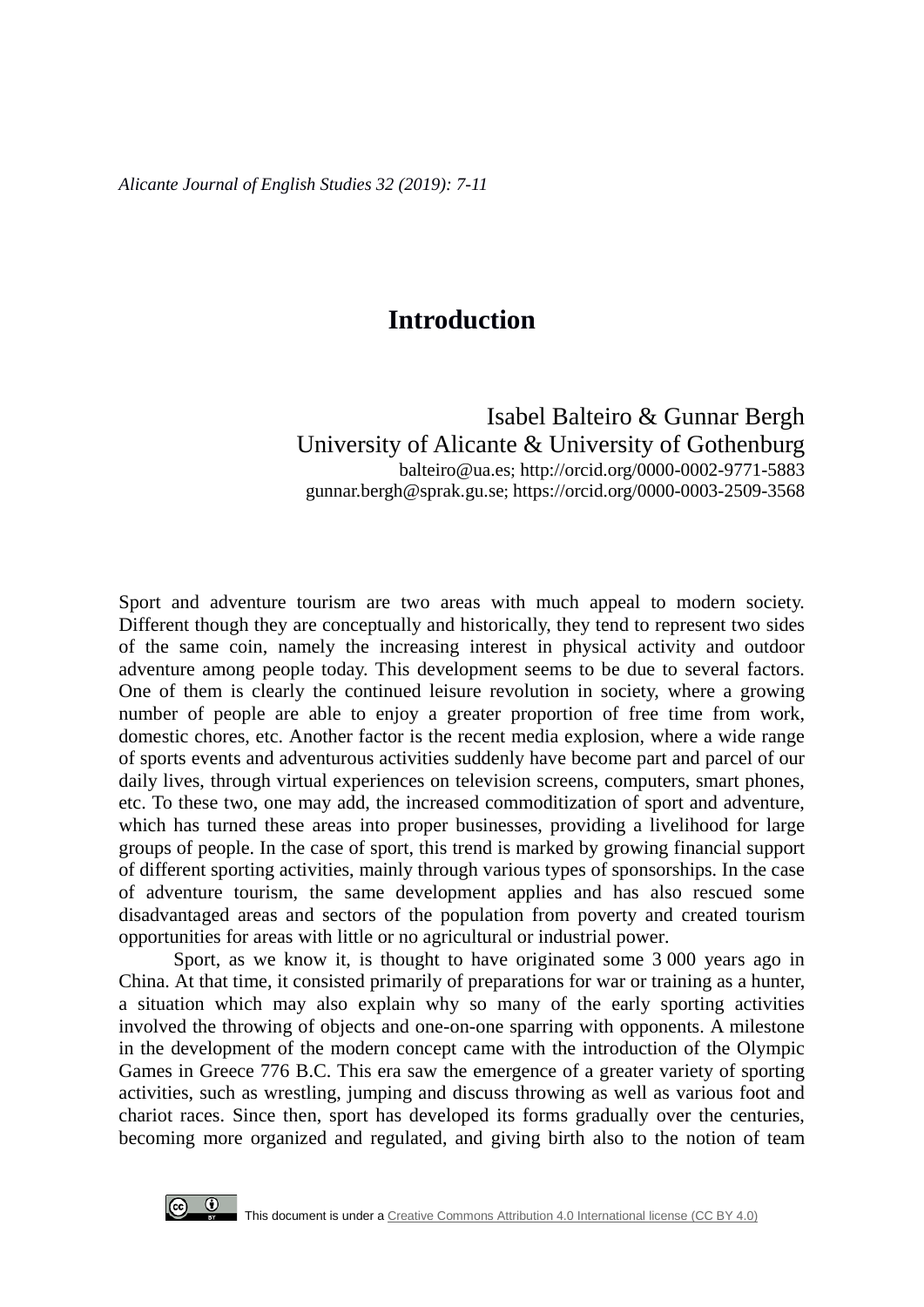# Introduction

Isabel Balteiro & Gunnar Bergh
University of Alicante & University of Gothenburg
balteiro@ua.es; http://orcid.org/0000-0002-9771-5883
gunnar.bergh@sprak.gu.se; https://orcid.org/0000-0003-2509-3568

Sport and adventure tourism are two areas with much appeal to modern society. Different though they are conceptually and historically, they tend to represent two sides of the same coin, namely the increasing interest in physical activity and outdoor adventure among people today. This development seems to be due to several factors. One of them is clearly the continued leisure revolution in society, where a growing number of people are able to enjoy a greater proportion of free time from work, domestic chores, etc. Another factor is the recent media explosion, where a wide range of sports events and adventurous activities suddenly have become part and parcel of our daily lives, through virtual experiences on television screens, computers, smart phones, etc. To these two, one may add, the increased commoditization of sport and adventure, which has turned these areas into proper businesses, providing a livelihood for large groups of people. In the case of sport, this trend is marked by growing financial support of different sporting activities, mainly through various types of sponsorships. In the case of adventure tourism, the same development applies and has also rescued some disadvantaged areas and sectors of the population from poverty and created tourism opportunities for areas with little or no agricultural or industrial power.

Sport, as we know it, is thought to have originated some 3 000 years ago in China. At that time, it consisted primarily of preparations for war or training as a hunter, a situation which may also explain why so many of the early sporting activities involved the throwing of objects and one-on-one sparring with opponents. A milestone in the development of the modern concept came with the introduction of the Olympic Games in Greece 776 B.C. This era saw the emergence of a greater variety of sporting activities, such as wrestling, jumping and discuss throwing as well as various foot and chariot races. Since then, sport has developed its forms gradually over the centuries, becoming more organized and regulated, and giving birth also to the notion of team

This document is under a Creative Commons Attribution 4.0 International license (CC BY 4.0)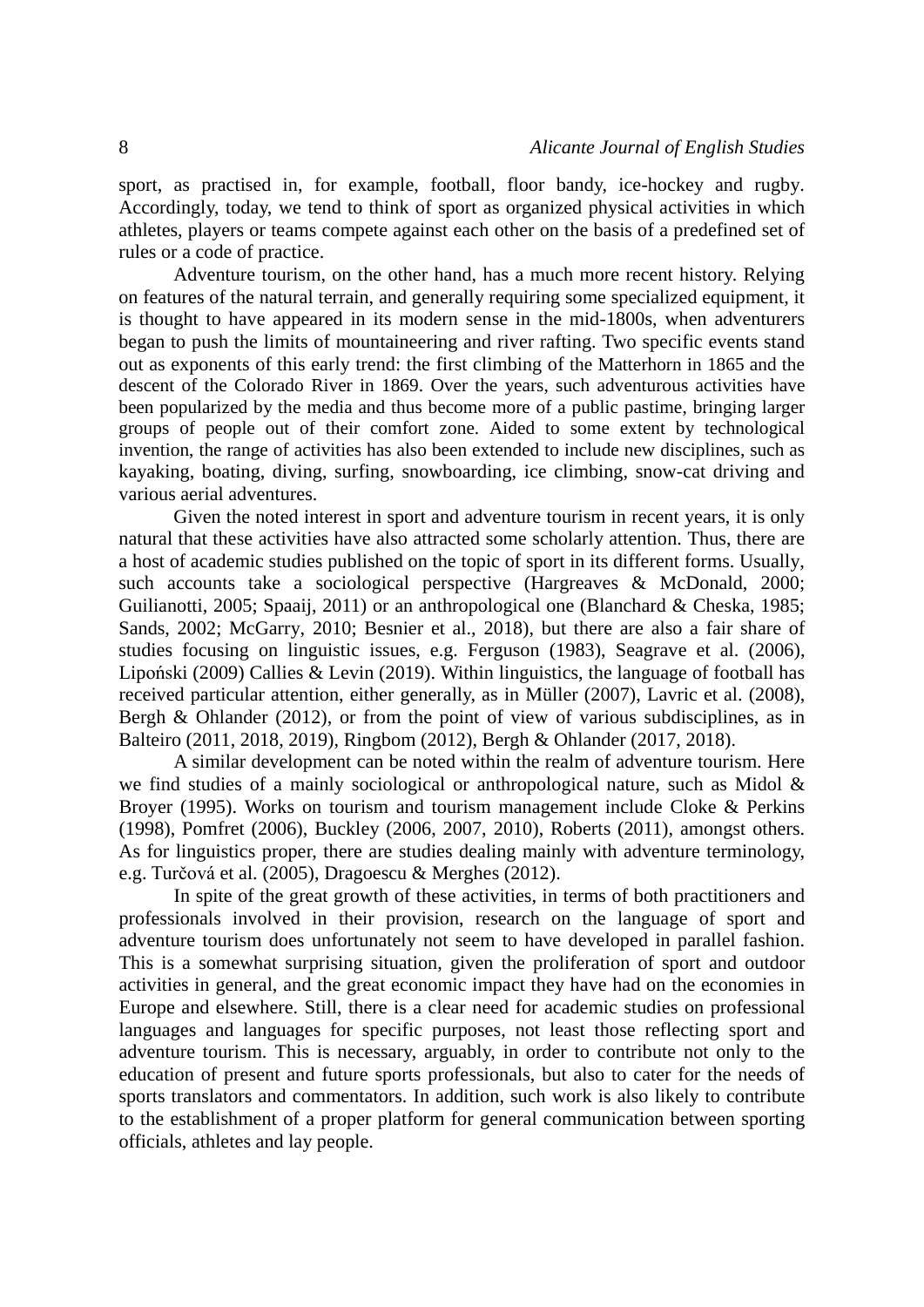sport, as practised in, for example, football, floor bandy, ice-hockey and rugby. Accordingly, today, we tend to think of sport as organized physical activities in which athletes, players or teams compete against each other on the basis of a predefined set of rules or a code of practice.

Adventure tourism, on the other hand, has a much more recent history. Relying on features of the natural terrain, and generally requiring some specialized equipment, it is thought to have appeared in its modern sense in the mid-1800s, when adventurers began to push the limits of mountaineering and river rafting. Two specific events stand out as exponents of this early trend: the first climbing of the Matterhorn in 1865 and the descent of the Colorado River in 1869. Over the years, such adventurous activities have been popularized by the media and thus become more of a public pastime, bringing larger groups of people out of their comfort zone. Aided to some extent by technological invention, the range of activities has also been extended to include new disciplines, such as kayaking, boating, diving, surfing, snowboarding, ice climbing, snow-cat driving and various aerial adventures.

Given the noted interest in sport and adventure tourism in recent years, it is only natural that these activities have also attracted some scholarly attention. Thus, there are a host of academic studies published on the topic of sport in its different forms. Usually, such accounts take a sociological perspective (Hargreaves & McDonald, 2000; Guilianotti, 2005; Spaaij, 2011) or an anthropological one (Blanchard & Cheska, 1985; Sands, 2002; McGarry, 2010; Besnier et al., 2018), but there are also a fair share of studies focusing on linguistic issues, e.g. Ferguson (1983), Seagrave et al. (2006), Lipoński (2009) Callies & Levin (2019). Within linguistics, the language of football has received particular attention, either generally, as in Müller (2007), Lavric et al. (2008), Bergh & Ohlander (2012), or from the point of view of various subdisciplines, as in Balteiro (2011, 2018, 2019), Ringbom (2012), Bergh & Ohlander (2017, 2018).

A similar development can be noted within the realm of adventure tourism. Here we find studies of a mainly sociological or anthropological nature, such as Midol & Broyer (1995). Works on tourism and tourism management include Cloke & Perkins (1998), Pomfret (2006), Buckley (2006, 2007, 2010), Roberts (2011), amongst others. As for linguistics proper, there are studies dealing mainly with adventure terminology, e.g. Turčová et al. (2005), Dragoescu & Merghes (2012).

In spite of the great growth of these activities, in terms of both practitioners and professionals involved in their provision, research on the language of sport and adventure tourism does unfortunately not seem to have developed in parallel fashion. This is a somewhat surprising situation, given the proliferation of sport and outdoor activities in general, and the great economic impact they have had on the economies in Europe and elsewhere. Still, there is a clear need for academic studies on professional languages and languages for specific purposes, not least those reflecting sport and adventure tourism. This is necessary, arguably, in order to contribute not only to the education of present and future sports professionals, but also to cater for the needs of sports translators and commentators. In addition, such work is also likely to contribute to the establishment of a proper platform for general communication between sporting officials, athletes and lay people.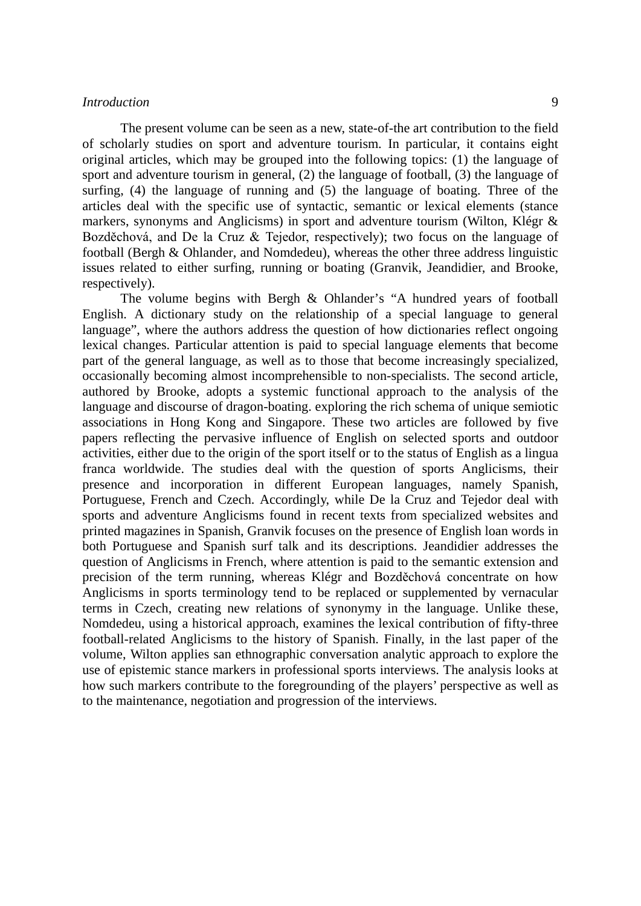The present volume can be seen as a new, state-of-the art contribution to the field of scholarly studies on sport and adventure tourism. In particular, it contains eight original articles, which may be grouped into the following topics: (1) the language of sport and adventure tourism in general, (2) the language of football, (3) the language of surfing, (4) the language of running and (5) the language of boating. Three of the articles deal with the specific use of syntactic, semantic or lexical elements (stance markers, synonyms and Anglicisms) in sport and adventure tourism (Wilton, Klégr & Bozděchová, and De la Cruz & Tejedor, respectively); two focus on the language of football (Bergh & Ohlander, and Nomdedeu), whereas the other three address linguistic issues related to either surfing, running or boating (Granvik, Jeandidier, and Brooke, respectively).

The volume begins with Bergh & Ohlander's "A hundred years of football English. A dictionary study on the relationship of a special language to general language", where the authors address the question of how dictionaries reflect ongoing lexical changes. Particular attention is paid to special language elements that become part of the general language, as well as to those that become increasingly specialized, occasionally becoming almost incomprehensible to non-specialists. The second article, authored by Brooke, adopts a systemic functional approach to the analysis of the language and discourse of dragon-boating. exploring the rich schema of unique semiotic associations in Hong Kong and Singapore. These two articles are followed by five papers reflecting the pervasive influence of English on selected sports and outdoor activities, either due to the origin of the sport itself or to the status of English as a lingua franca worldwide. The studies deal with the question of sports Anglicisms, their presence and incorporation in different European languages, namely Spanish, Portuguese, French and Czech. Accordingly, while De la Cruz and Tejedor deal with sports and adventure Anglicisms found in recent texts from specialized websites and printed magazines in Spanish, Granvik focuses on the presence of English loan words in both Portuguese and Spanish surf talk and its descriptions. Jeandidier addresses the question of Anglicisms in French, where attention is paid to the semantic extension and precision of the term running, whereas Klégr and Bozděchová concentrate on how Anglicisms in sports terminology tend to be replaced or supplemented by vernacular terms in Czech, creating new relations of synonymy in the language. Unlike these, Nomdedeu, using a historical approach, examines the lexical contribution of fifty-three football-related Anglicisms to the history of Spanish. Finally, in the last paper of the volume, Wilton applies san ethnographic conversation analytic approach to explore the use of epistemic stance markers in professional sports interviews. The analysis looks at how such markers contribute to the foregrounding of the players' perspective as well as to the maintenance, negotiation and progression of the interviews.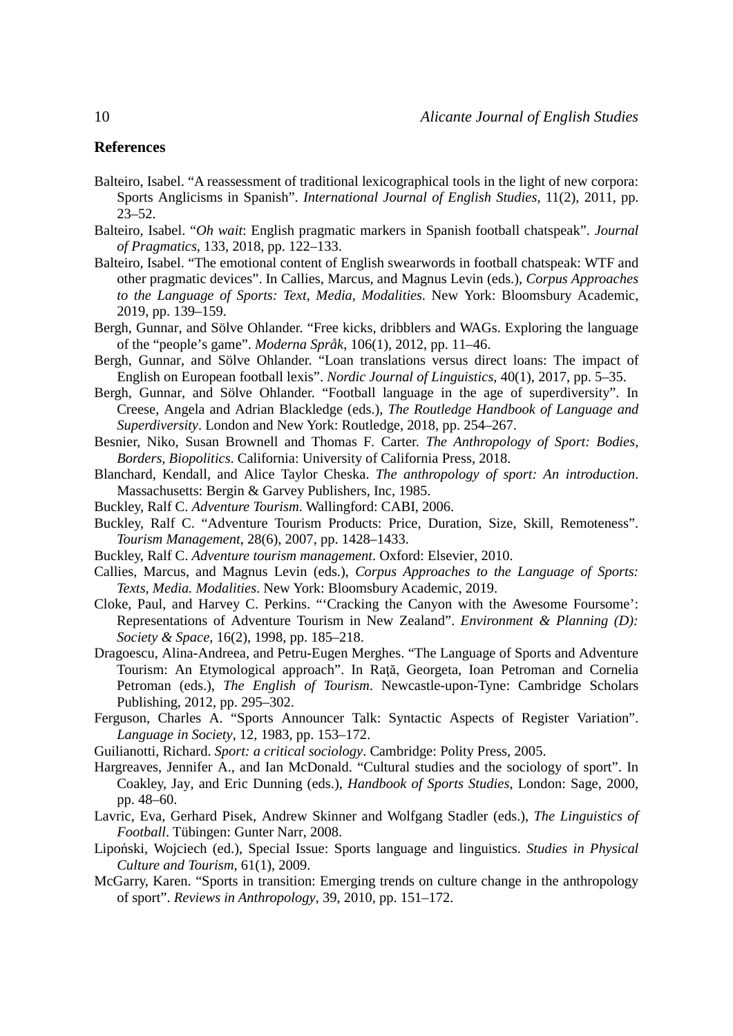## References

Balteiro, Isabel. "A reassessment of traditional lexicographical tools in the light of new corpora: Sports Anglicisms in Spanish". *International Journal of English Studies*, 11(2), 2011, pp. 23–52.

Balteiro, Isabel. "*Oh wait*: English pragmatic markers in Spanish football chatspeak". *Journal of Pragmatics*, 133, 2018, pp. 122–133.

Balteiro, Isabel. "The emotional content of English swearwords in football chatspeak: WTF and other pragmatic devices". In Callies, Marcus, and Magnus Levin (eds.), *Corpus Approaches to the Language of Sports: Text, Media, Modalities*. New York: Bloomsbury Academic, 2019, pp. 139–159.

Bergh, Gunnar, and Sölve Ohlander. "Free kicks, dribblers and WAGs. Exploring the language of the "people's game". *Moderna Språk*, 106(1), 2012, pp. 11–46.

Bergh, Gunnar, and Sölve Ohlander. "Loan translations versus direct loans: The impact of English on European football lexis". *Nordic Journal of Linguistics*, 40(1), 2017, pp. 5–35.

Bergh, Gunnar, and Sölve Ohlander. "Football language in the age of superdiversity". In Creese, Angela and Adrian Blackledge (eds.), *The Routledge Handbook of Language and Superdiversity*. London and New York: Routledge, 2018, pp. 254–267.

Besnier, Niko, Susan Brownell and Thomas F. Carter. *The Anthropology of Sport: Bodies, Borders, Biopolitics*. California: University of California Press, 2018.

Blanchard, Kendall, and Alice Taylor Cheska. *The anthropology of sport: An introduction*. Massachusetts: Bergin & Garvey Publishers, Inc, 1985.

Buckley, Ralf C. *Adventure Tourism*. Wallingford: CABI, 2006.

Buckley, Ralf C. "Adventure Tourism Products: Price, Duration, Size, Skill, Remoteness". *Tourism Management*, 28(6), 2007, pp. 1428–1433.

Buckley, Ralf C. *Adventure tourism management*. Oxford: Elsevier, 2010.

Callies, Marcus, and Magnus Levin (eds.), *Corpus Approaches to the Language of Sports: Texts, Media. Modalities*. New York: Bloomsbury Academic, 2019.

Cloke, Paul, and Harvey C. Perkins. "'Cracking the Canyon with the Awesome Foursome': Representations of Adventure Tourism in New Zealand". *Environment & Planning (D): Society & Space*, 16(2), 1998, pp. 185–218.

Dragoescu, Alina-Andreea, and Petru-Eugen Merghes. "The Language of Sports and Adventure Tourism: An Etymological approach". In Raţă, Georgeta, Ioan Petroman and Cornelia Petroman (eds.), *The English of Tourism*. Newcastle-upon-Tyne: Cambridge Scholars Publishing, 2012, pp. 295–302.

Ferguson, Charles A. "Sports Announcer Talk: Syntactic Aspects of Register Variation". *Language in Society*, 12, 1983, pp. 153–172.

Guilianotti, Richard. *Sport: a critical sociology*. Cambridge: Polity Press, 2005.

Hargreaves, Jennifer A., and Ian McDonald. "Cultural studies and the sociology of sport". In Coakley, Jay, and Eric Dunning (eds.), *Handbook of Sports Studies*, London: Sage, 2000, pp. 48–60.

Lavric, Eva, Gerhard Pisek, Andrew Skinner and Wolfgang Stadler (eds.), *The Linguistics of Football*. Tübingen: Gunter Narr, 2008.

Lipoński, Wojciech (ed.), Special Issue: Sports language and linguistics. *Studies in Physical Culture and Tourism*, 61(1), 2009.

McGarry, Karen. "Sports in transition: Emerging trends on culture change in the anthropology of sport". *Reviews in Anthropology*, 39, 2010, pp. 151–172.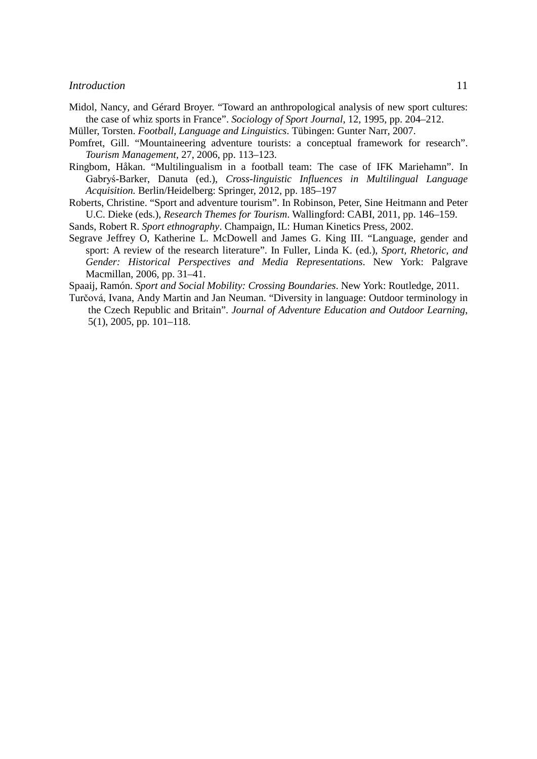Midol, Nancy, and Gérard Broyer. "Toward an anthropological analysis of new sport cultures: the case of whiz sports in France". *Sociology of Sport Journal*, 12, 1995, pp. 204–212.

Müller, Torsten. *Football, Language and Linguistics*. Tübingen: Gunter Narr, 2007.

Pomfret, Gill. "Mountaineering adventure tourists: a conceptual framework for research". *Tourism Management*, 27, 2006, pp. 113–123.

Ringbom, Håkan. "Multilingualism in a football team: The case of IFK Mariehamn". In Gabryś-Barker, Danuta (ed.), *Cross-linguistic Influences in Multilingual Language Acquisition.* Berlin/Heidelberg: Springer, 2012, pp. 185–197

Roberts, Christine. "Sport and adventure tourism". In Robinson, Peter, Sine Heitmann and Peter U.C. Dieke (eds.), *Research Themes for Tourism*. Wallingford: CABI, 2011, pp. 146–159.

Sands, Robert R. *Sport ethnography*. Champaign, IL: Human Kinetics Press, 2002.

Segrave Jeffrey O, Katherine L. McDowell and James G. King III. "Language, gender and sport: A review of the research literature". In Fuller, Linda K. (ed.), *Sport, Rhetoric, and Gender: Historical Perspectives and Media Representations*. New York: Palgrave Macmillan, 2006, pp. 31–41.

Spaaij, Ramón. *Sport and Social Mobility: Crossing Boundaries*. New York: Routledge, 2011.

Turčová, Ivana, Andy Martin and Jan Neuman. "Diversity in language: Outdoor terminology in the Czech Republic and Britain". *Journal of Adventure Education and Outdoor Learning*, 5(1), 2005, pp. 101–118.